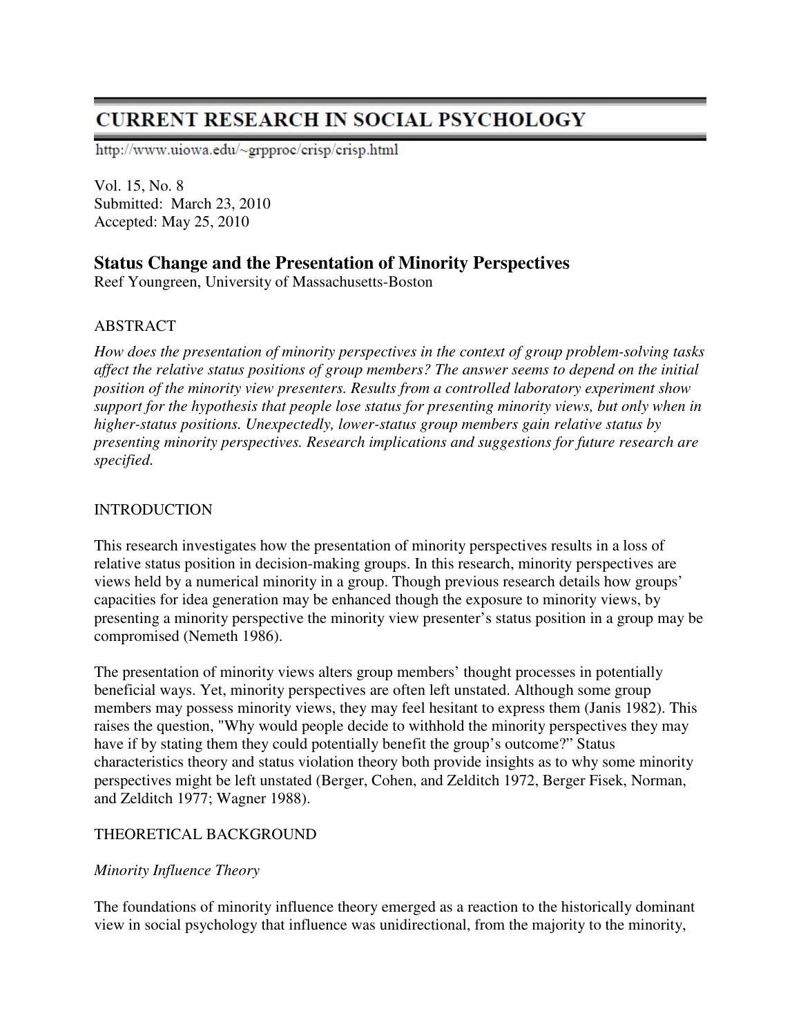# CURRENT RESEARCH IN SOCIAL PSYCHOLOGY

http://www.uiowa.edu/~grpproc/crisp/crisp.html

Vol. 15, No. 8
Submitted: March 23, 2010
Accepted: May 25, 2010

## Status Change and the Presentation of Minority Perspectives

Reef Youngreen, University of Massachusetts-Boston

### ABSTRACT

*How does the presentation of minority perspectives in the context of group problem-solving tasks affect the relative status positions of group members? The answer seems to depend on the initial position of the minority view presenters. Results from a controlled laboratory experiment show support for the hypothesis that people lose status for presenting minority views, but only when in higher-status positions. Unexpectedly, lower-status group members gain relative status by presenting minority perspectives. Research implications and suggestions for future research are specified.*

### INTRODUCTION

This research investigates how the presentation of minority perspectives results in a loss of relative status position in decision-making groups. In this research, minority perspectives are views held by a numerical minority in a group. Though previous research details how groups' capacities for idea generation may be enhanced though the exposure to minority views, by presenting a minority perspective the minority view presenter's status position in a group may be compromised (Nemeth 1986).

The presentation of minority views alters group members' thought processes in potentially beneficial ways. Yet, minority perspectives are often left unstated. Although some group members may possess minority views, they may feel hesitant to express them (Janis 1982). This raises the question, "Why would people decide to withhold the minority perspectives they may have if by stating them they could potentially benefit the group's outcome?" Status characteristics theory and status violation theory both provide insights as to why some minority perspectives might be left unstated (Berger, Cohen, and Zelditch 1972, Berger Fisek, Norman, and Zelditch 1977; Wagner 1988).

### THEORETICAL BACKGROUND

#### *Minority Influence Theory*

The foundations of minority influence theory emerged as a reaction to the historically dominant view in social psychology that influence was unidirectional, from the majority to the minority,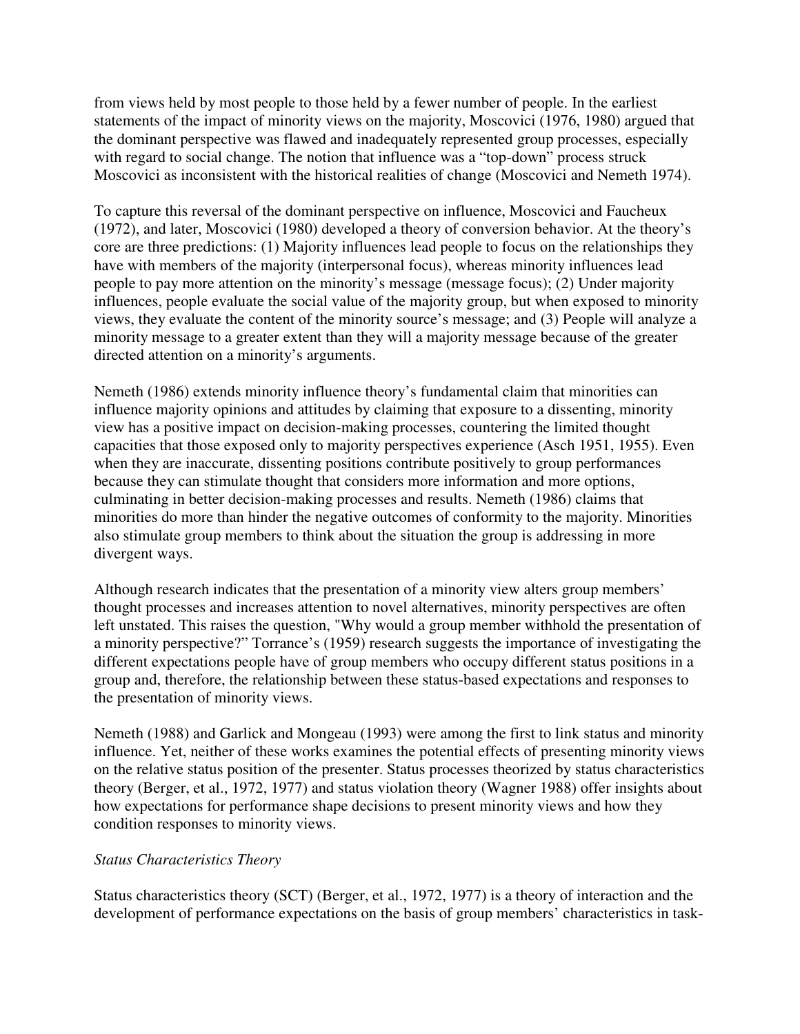from views held by most people to those held by a fewer number of people. In the earliest statements of the impact of minority views on the majority, Moscovici (1976, 1980) argued that the dominant perspective was flawed and inadequately represented group processes, especially with regard to social change. The notion that influence was a "top-down" process struck Moscovici as inconsistent with the historical realities of change (Moscovici and Nemeth 1974).

To capture this reversal of the dominant perspective on influence, Moscovici and Faucheux (1972), and later, Moscovici (1980) developed a theory of conversion behavior. At the theory's core are three predictions: (1) Majority influences lead people to focus on the relationships they have with members of the majority (interpersonal focus), whereas minority influences lead people to pay more attention on the minority's message (message focus); (2) Under majority influences, people evaluate the social value of the majority group, but when exposed to minority views, they evaluate the content of the minority source's message; and (3) People will analyze a minority message to a greater extent than they will a majority message because of the greater directed attention on a minority's arguments.

Nemeth (1986) extends minority influence theory's fundamental claim that minorities can influence majority opinions and attitudes by claiming that exposure to a dissenting, minority view has a positive impact on decision-making processes, countering the limited thought capacities that those exposed only to majority perspectives experience (Asch 1951, 1955). Even when they are inaccurate, dissenting positions contribute positively to group performances because they can stimulate thought that considers more information and more options, culminating in better decision-making processes and results. Nemeth (1986) claims that minorities do more than hinder the negative outcomes of conformity to the majority. Minorities also stimulate group members to think about the situation the group is addressing in more divergent ways.

Although research indicates that the presentation of a minority view alters group members' thought processes and increases attention to novel alternatives, minority perspectives are often left unstated. This raises the question, "Why would a group member withhold the presentation of a minority perspective?" Torrance's (1959) research suggests the importance of investigating the different expectations people have of group members who occupy different status positions in a group and, therefore, the relationship between these status-based expectations and responses to the presentation of minority views.

Nemeth (1988) and Garlick and Mongeau (1993) were among the first to link status and minority influence. Yet, neither of these works examines the potential effects of presenting minority views on the relative status position of the presenter. Status processes theorized by status characteristics theory (Berger, et al., 1972, 1977) and status violation theory (Wagner 1988) offer insights about how expectations for performance shape decisions to present minority views and how they condition responses to minority views.

*Status Characteristics Theory*

Status characteristics theory (SCT) (Berger, et al., 1972, 1977) is a theory of interaction and the development of performance expectations on the basis of group members' characteristics in task-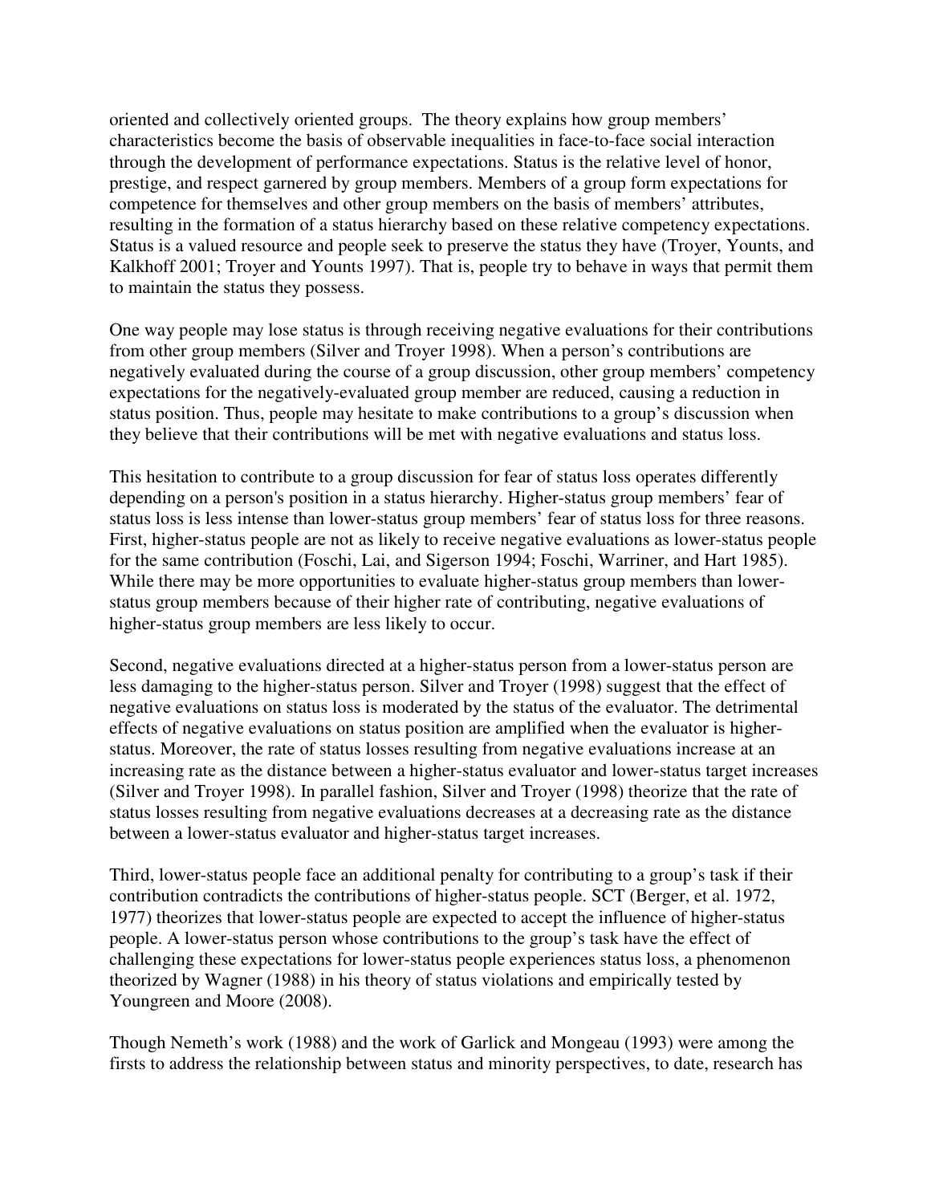oriented and collectively oriented groups. The theory explains how group members' characteristics become the basis of observable inequalities in face-to-face social interaction through the development of performance expectations. Status is the relative level of honor, prestige, and respect garnered by group members. Members of a group form expectations for competence for themselves and other group members on the basis of members' attributes, resulting in the formation of a status hierarchy based on these relative competency expectations. Status is a valued resource and people seek to preserve the status they have (Troyer, Younts, and Kalkhoff 2001; Troyer and Younts 1997). That is, people try to behave in ways that permit them to maintain the status they possess.

One way people may lose status is through receiving negative evaluations for their contributions from other group members (Silver and Troyer 1998). When a person's contributions are negatively evaluated during the course of a group discussion, other group members' competency expectations for the negatively-evaluated group member are reduced, causing a reduction in status position. Thus, people may hesitate to make contributions to a group's discussion when they believe that their contributions will be met with negative evaluations and status loss.

This hesitation to contribute to a group discussion for fear of status loss operates differently depending on a person's position in a status hierarchy. Higher-status group members' fear of status loss is less intense than lower-status group members' fear of status loss for three reasons. First, higher-status people are not as likely to receive negative evaluations as lower-status people for the same contribution (Foschi, Lai, and Sigerson 1994; Foschi, Warriner, and Hart 1985). While there may be more opportunities to evaluate higher-status group members than lower-status group members because of their higher rate of contributing, negative evaluations of higher-status group members are less likely to occur.

Second, negative evaluations directed at a higher-status person from a lower-status person are less damaging to the higher-status person. Silver and Troyer (1998) suggest that the effect of negative evaluations on status loss is moderated by the status of the evaluator. The detrimental effects of negative evaluations on status position are amplified when the evaluator is higher-status. Moreover, the rate of status losses resulting from negative evaluations increase at an increasing rate as the distance between a higher-status evaluator and lower-status target increases (Silver and Troyer 1998). In parallel fashion, Silver and Troyer (1998) theorize that the rate of status losses resulting from negative evaluations decreases at a decreasing rate as the distance between a lower-status evaluator and higher-status target increases.

Third, lower-status people face an additional penalty for contributing to a group's task if their contribution contradicts the contributions of higher-status people. SCT (Berger, et al. 1972, 1977) theorizes that lower-status people are expected to accept the influence of higher-status people. A lower-status person whose contributions to the group's task have the effect of challenging these expectations for lower-status people experiences status loss, a phenomenon theorized by Wagner (1988) in his theory of status violations and empirically tested by Youngreen and Moore (2008).

Though Nemeth's work (1988) and the work of Garlick and Mongeau (1993) were among the firsts to address the relationship between status and minority perspectives, to date, research has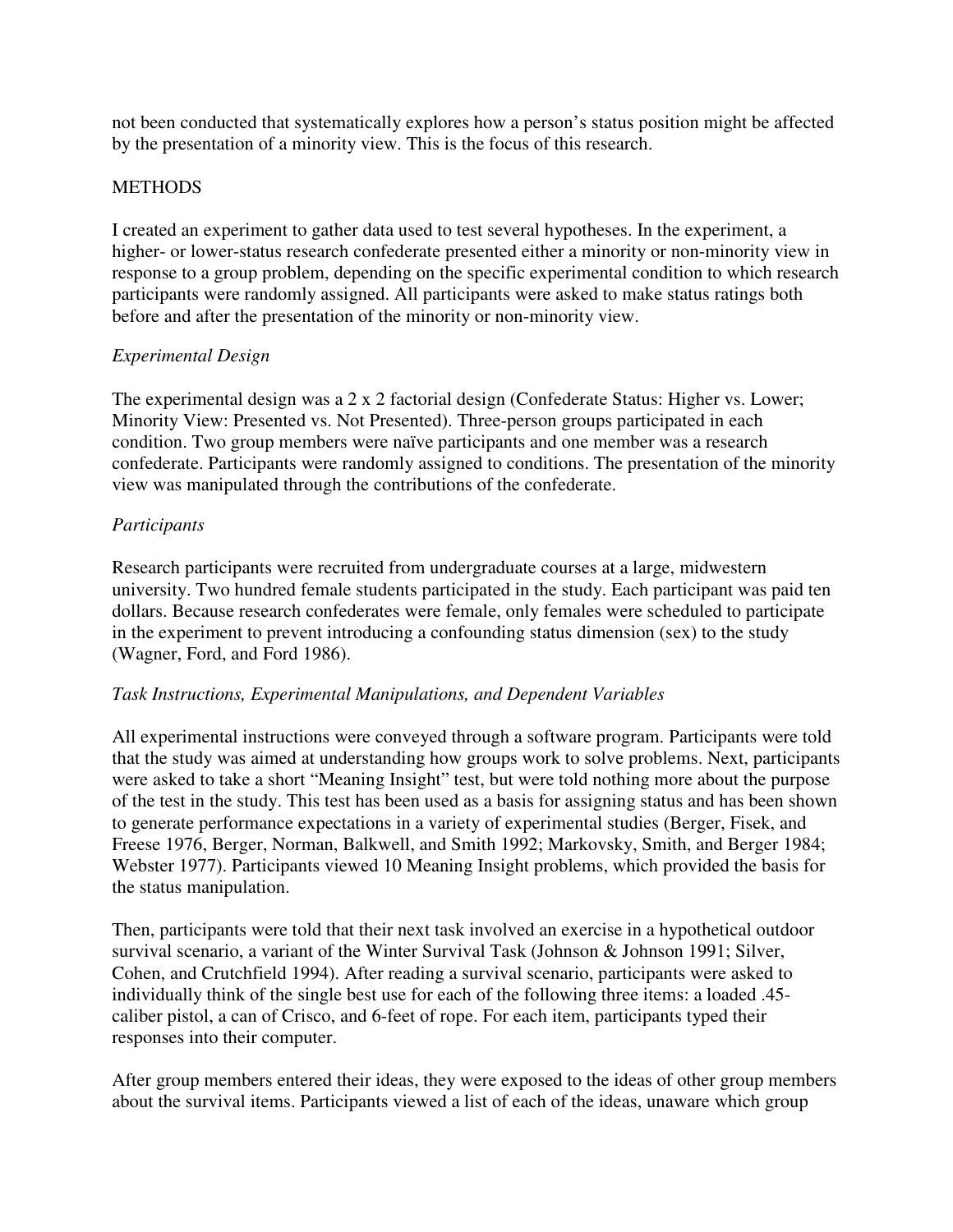not been conducted that systematically explores how a person's status position might be affected by the presentation of a minority view. This is the focus of this research.

## METHODS

I created an experiment to gather data used to test several hypotheses. In the experiment, a higher- or lower-status research confederate presented either a minority or non-minority view in response to a group problem, depending on the specific experimental condition to which research participants were randomly assigned. All participants were asked to make status ratings both before and after the presentation of the minority or non-minority view.

### *Experimental Design*

The experimental design was a 2 x 2 factorial design (Confederate Status: Higher vs. Lower; Minority View: Presented vs. Not Presented). Three-person groups participated in each condition. Two group members were naïve participants and one member was a research confederate. Participants were randomly assigned to conditions. The presentation of the minority view was manipulated through the contributions of the confederate.

### *Participants*

Research participants were recruited from undergraduate courses at a large, midwestern university. Two hundred female students participated in the study. Each participant was paid ten dollars. Because research confederates were female, only females were scheduled to participate in the experiment to prevent introducing a confounding status dimension (sex) to the study (Wagner, Ford, and Ford 1986).

### *Task Instructions, Experimental Manipulations, and Dependent Variables*

All experimental instructions were conveyed through a software program. Participants were told that the study was aimed at understanding how groups work to solve problems. Next, participants were asked to take a short "Meaning Insight" test, but were told nothing more about the purpose of the test in the study. This test has been used as a basis for assigning status and has been shown to generate performance expectations in a variety of experimental studies (Berger, Fisek, and Freese 1976, Berger, Norman, Balkwell, and Smith 1992; Markovsky, Smith, and Berger 1984; Webster 1977). Participants viewed 10 Meaning Insight problems, which provided the basis for the status manipulation.

Then, participants were told that their next task involved an exercise in a hypothetical outdoor survival scenario, a variant of the Winter Survival Task (Johnson & Johnson 1991; Silver, Cohen, and Crutchfield 1994). After reading a survival scenario, participants were asked to individually think of the single best use for each of the following three items: a loaded .45-caliber pistol, a can of Crisco, and 6-feet of rope. For each item, participants typed their responses into their computer.

After group members entered their ideas, they were exposed to the ideas of other group members about the survival items. Participants viewed a list of each of the ideas, unaware which group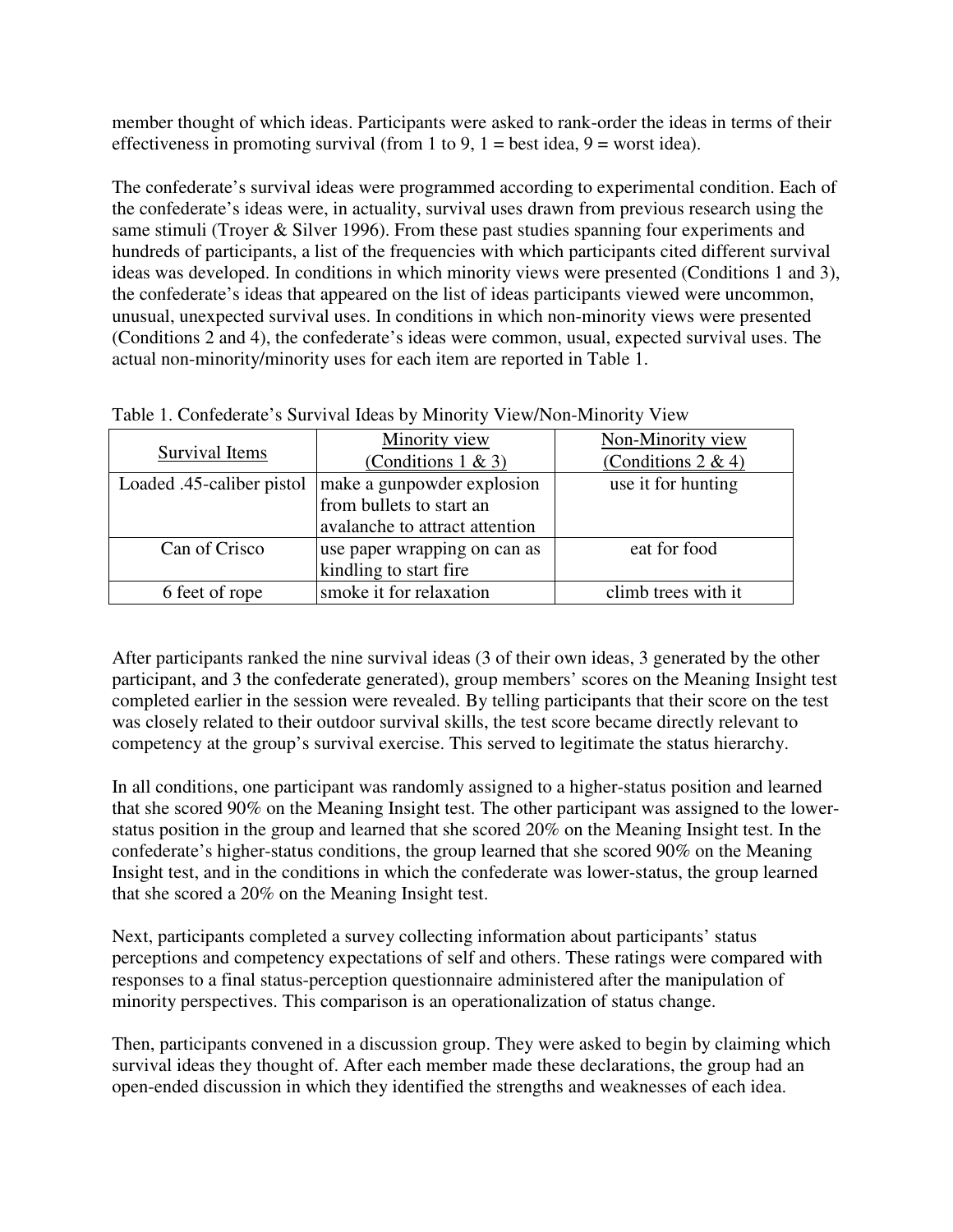member thought of which ideas. Participants were asked to rank-order the ideas in terms of their effectiveness in promoting survival (from 1 to 9, 1 = best idea, 9 = worst idea).

The confederate's survival ideas were programmed according to experimental condition. Each of the confederate's ideas were, in actuality, survival uses drawn from previous research using the same stimuli (Troyer & Silver 1996). From these past studies spanning four experiments and hundreds of participants, a list of the frequencies with which participants cited different survival ideas was developed. In conditions in which minority views were presented (Conditions 1 and 3), the confederate's ideas that appeared on the list of ideas participants viewed were uncommon, unusual, unexpected survival uses. In conditions in which non-minority views were presented (Conditions 2 and 4), the confederate's ideas were common, usual, expected survival uses. The actual non-minority/minority uses for each item are reported in Table 1.

Table 1. Confederate's Survival Ideas by Minority View/Non-Minority View

| Survival Items | Minority view (Conditions 1 & 3) | Non-Minority view (Conditions 2 & 4) |
|---|---|---|
| Loaded .45-caliber pistol | make a gunpowder explosion from bullets to start an avalanche to attract attention | use it for hunting |
| Can of Crisco | use paper wrapping on can as kindling to start fire | eat for food |
| 6 feet of rope | smoke it for relaxation | climb trees with it |

After participants ranked the nine survival ideas (3 of their own ideas, 3 generated by the other participant, and 3 the confederate generated), group members' scores on the Meaning Insight test completed earlier in the session were revealed. By telling participants that their score on the test was closely related to their outdoor survival skills, the test score became directly relevant to competency at the group's survival exercise. This served to legitimate the status hierarchy.

In all conditions, one participant was randomly assigned to a higher-status position and learned that she scored 90% on the Meaning Insight test. The other participant was assigned to the lower-status position in the group and learned that she scored 20% on the Meaning Insight test. In the confederate's higher-status conditions, the group learned that she scored 90% on the Meaning Insight test, and in the conditions in which the confederate was lower-status, the group learned that she scored a 20% on the Meaning Insight test.

Next, participants completed a survey collecting information about participants' status perceptions and competency expectations of self and others. These ratings were compared with responses to a final status-perception questionnaire administered after the manipulation of minority perspectives. This comparison is an operationalization of status change.

Then, participants convened in a discussion group. They were asked to begin by claiming which survival ideas they thought of. After each member made these declarations, the group had an open-ended discussion in which they identified the strengths and weaknesses of each idea.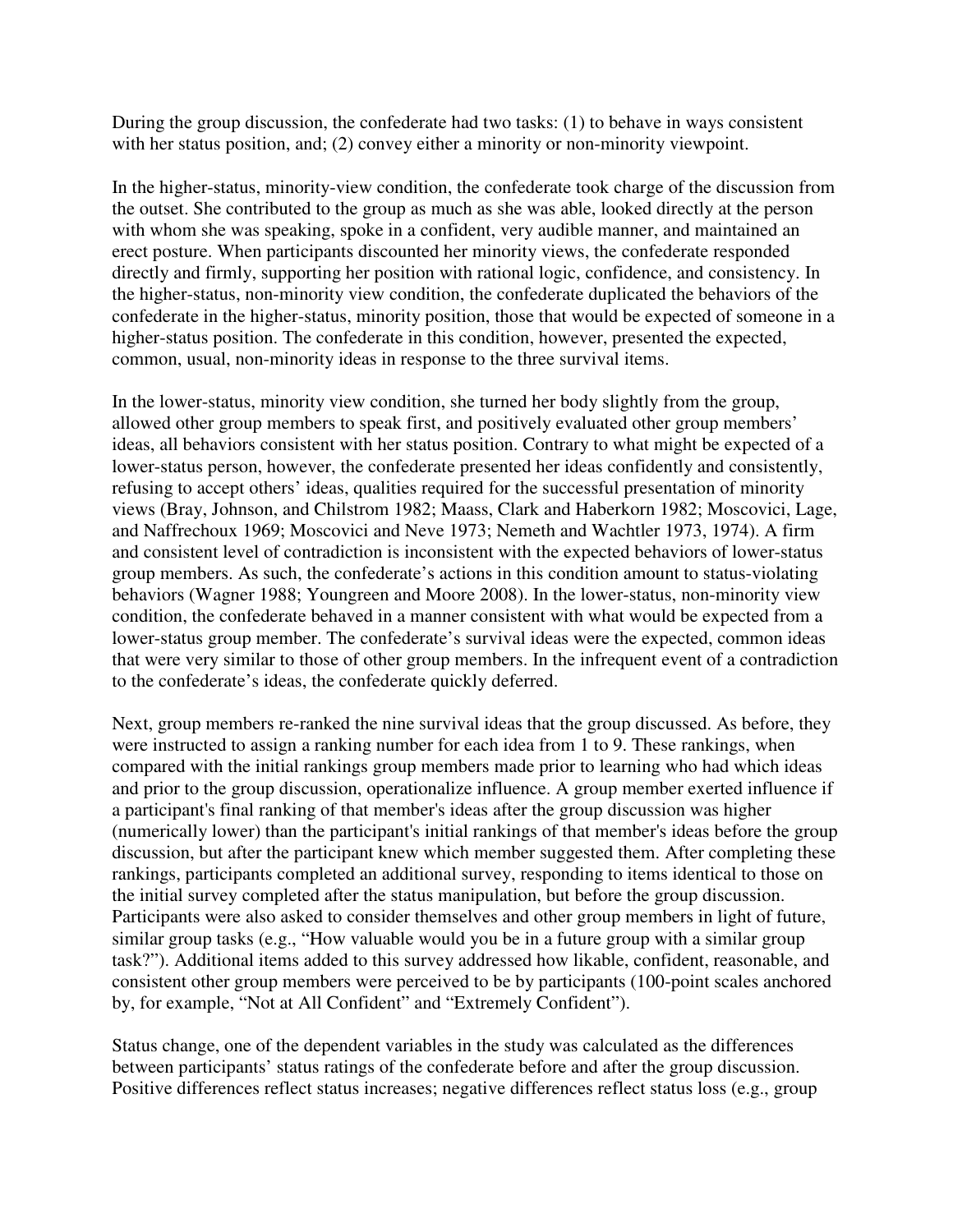During the group discussion, the confederate had two tasks: (1) to behave in ways consistent with her status position, and; (2) convey either a minority or non-minority viewpoint.

In the higher-status, minority-view condition, the confederate took charge of the discussion from the outset. She contributed to the group as much as she was able, looked directly at the person with whom she was speaking, spoke in a confident, very audible manner, and maintained an erect posture. When participants discounted her minority views, the confederate responded directly and firmly, supporting her position with rational logic, confidence, and consistency. In the higher-status, non-minority view condition, the confederate duplicated the behaviors of the confederate in the higher-status, minority position, those that would be expected of someone in a higher-status position. The confederate in this condition, however, presented the expected, common, usual, non-minority ideas in response to the three survival items.

In the lower-status, minority view condition, she turned her body slightly from the group, allowed other group members to speak first, and positively evaluated other group members' ideas, all behaviors consistent with her status position. Contrary to what might be expected of a lower-status person, however, the confederate presented her ideas confidently and consistently, refusing to accept others' ideas, qualities required for the successful presentation of minority views (Bray, Johnson, and Chilstrom 1982; Maass, Clark and Haberkorn 1982; Moscovici, Lage, and Naffrechoux 1969; Moscovici and Neve 1973; Nemeth and Wachtler 1973, 1974). A firm and consistent level of contradiction is inconsistent with the expected behaviors of lower-status group members. As such, the confederate's actions in this condition amount to status-violating behaviors (Wagner 1988; Youngreen and Moore 2008). In the lower-status, non-minority view condition, the confederate behaved in a manner consistent with what would be expected from a lower-status group member. The confederate's survival ideas were the expected, common ideas that were very similar to those of other group members. In the infrequent event of a contradiction to the confederate's ideas, the confederate quickly deferred.

Next, group members re-ranked the nine survival ideas that the group discussed. As before, they were instructed to assign a ranking number for each idea from 1 to 9. These rankings, when compared with the initial rankings group members made prior to learning who had which ideas and prior to the group discussion, operationalize influence. A group member exerted influence if a participant's final ranking of that member's ideas after the group discussion was higher (numerically lower) than the participant's initial rankings of that member's ideas before the group discussion, but after the participant knew which member suggested them. After completing these rankings, participants completed an additional survey, responding to items identical to those on the initial survey completed after the status manipulation, but before the group discussion. Participants were also asked to consider themselves and other group members in light of future, similar group tasks (e.g., "How valuable would you be in a future group with a similar group task?"). Additional items added to this survey addressed how likable, confident, reasonable, and consistent other group members were perceived to be by participants (100-point scales anchored by, for example, "Not at All Confident" and "Extremely Confident").

Status change, one of the dependent variables in the study was calculated as the differences between participants' status ratings of the confederate before and after the group discussion. Positive differences reflect status increases; negative differences reflect status loss (e.g., group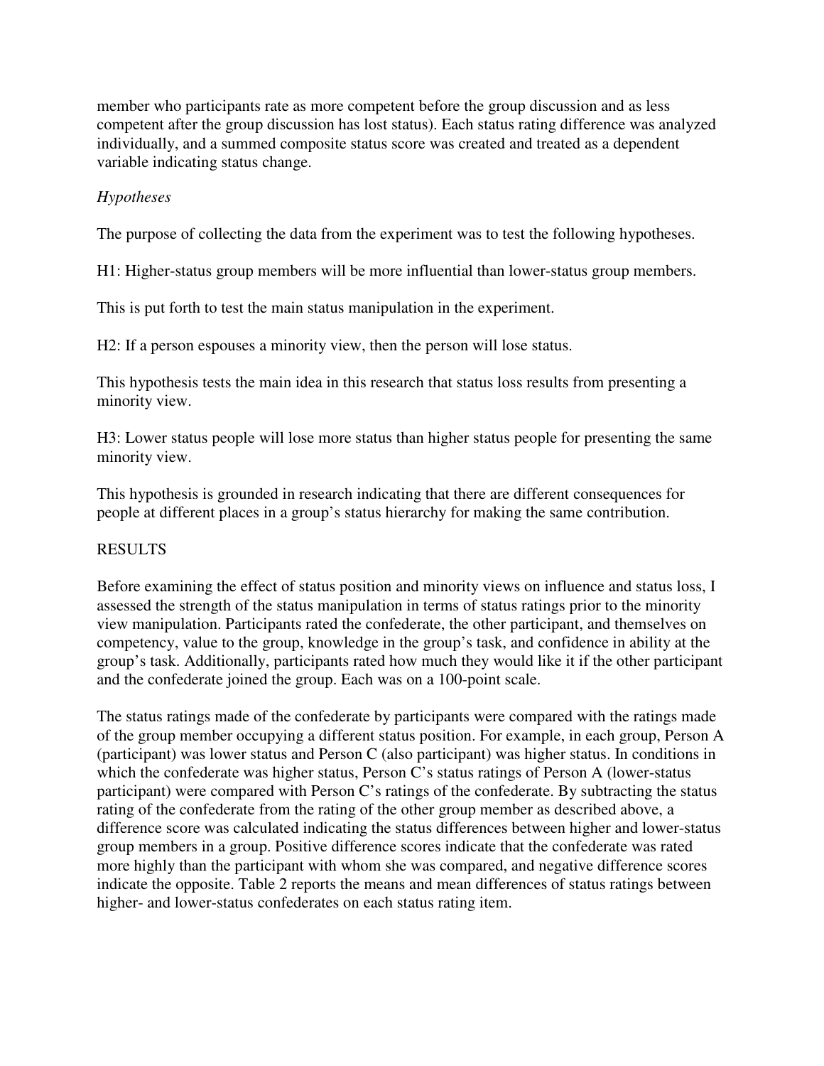member who participants rate as more competent before the group discussion and as less competent after the group discussion has lost status). Each status rating difference was analyzed individually, and a summed composite status score was created and treated as a dependent variable indicating status change.

*Hypotheses*

The purpose of collecting the data from the experiment was to test the following hypotheses.

H1: Higher-status group members will be more influential than lower-status group members.

This is put forth to test the main status manipulation in the experiment.

H2: If a person espouses a minority view, then the person will lose status.

This hypothesis tests the main idea in this research that status loss results from presenting a minority view.

H3: Lower status people will lose more status than higher status people for presenting the same minority view.

This hypothesis is grounded in research indicating that there are different consequences for people at different places in a group's status hierarchy for making the same contribution.

RESULTS

Before examining the effect of status position and minority views on influence and status loss, I assessed the strength of the status manipulation in terms of status ratings prior to the minority view manipulation. Participants rated the confederate, the other participant, and themselves on competency, value to the group, knowledge in the group's task, and confidence in ability at the group's task. Additionally, participants rated how much they would like it if the other participant and the confederate joined the group. Each was on a 100-point scale.

The status ratings made of the confederate by participants were compared with the ratings made of the group member occupying a different status position. For example, in each group, Person A (participant) was lower status and Person C (also participant) was higher status. In conditions in which the confederate was higher status, Person C's status ratings of Person A (lower-status participant) were compared with Person C's ratings of the confederate. By subtracting the status rating of the confederate from the rating of the other group member as described above, a difference score was calculated indicating the status differences between higher and lower-status group members in a group. Positive difference scores indicate that the confederate was rated more highly than the participant with whom she was compared, and negative difference scores indicate the opposite. Table 2 reports the means and mean differences of status ratings between higher- and lower-status confederates on each status rating item.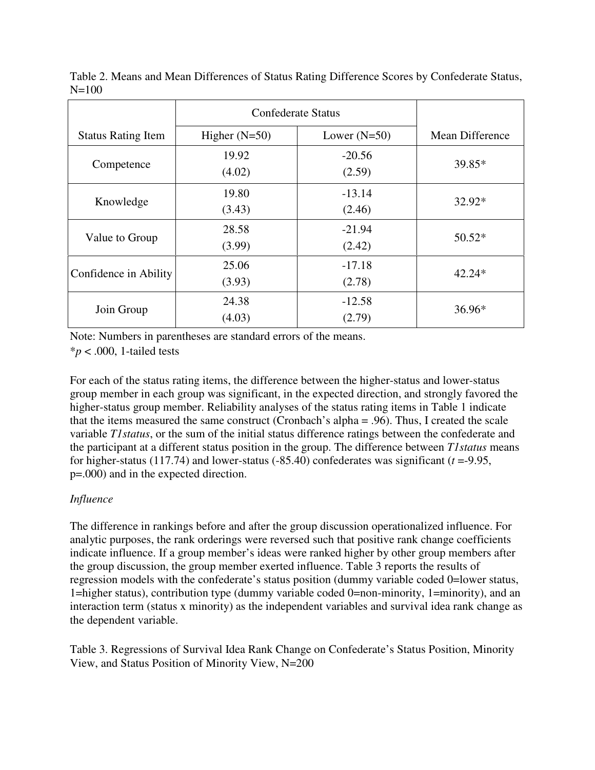Table 2. Means and Mean Differences of Status Rating Difference Scores by Confederate Status, N=100

| Status Rating Item | Confederate Status | | Mean Difference |
|---|---|---|---|
| | Higher (N=50) | Lower (N=50) | |
| Competence | 19.92 (4.02) | -20.56 (2.59) | 39.85* |
| Knowledge | 19.80 (3.43) | -13.14 (2.46) | 32.92* |
| Value to Group | 28.58 (3.99) | -21.94 (2.42) | 50.52* |
| Confidence in Ability | 25.06 (3.93) | -17.18 (2.78) | 42.24* |
| Join Group | 24.38 (4.03) | -12.58 (2.79) | 36.96* |

Note: Numbers in parentheses are standard errors of the means.
*$p < .000$, 1-tailed tests

For each of the status rating items, the difference between the higher-status and lower-status group member in each group was significant, in the expected direction, and strongly favored the higher-status group member. Reliability analyses of the status rating items in Table 1 indicate that the items measured the same construct (Cronbach's alpha = .96). Thus, I created the scale variable *T1status*, or the sum of the initial status difference ratings between the confederate and the participant at a different status position in the group. The difference between *T1status* means for higher-status (117.74) and lower-status (-85.40) confederates was significant ($t$ =-9.95, p=.000) and in the expected direction.

*Influence*

The difference in rankings before and after the group discussion operationalized influence. For analytic purposes, the rank orderings were reversed such that positive rank change coefficients indicate influence. If a group member's ideas were ranked higher by other group members after the group discussion, the group member exerted influence. Table 3 reports the results of regression models with the confederate's status position (dummy variable coded 0=lower status, 1=higher status), contribution type (dummy variable coded 0=non-minority, 1=minority), and an interaction term (status x minority) as the independent variables and survival idea rank change as the dependent variable.

Table 3. Regressions of Survival Idea Rank Change on Confederate's Status Position, Minority View, and Status Position of Minority View, N=200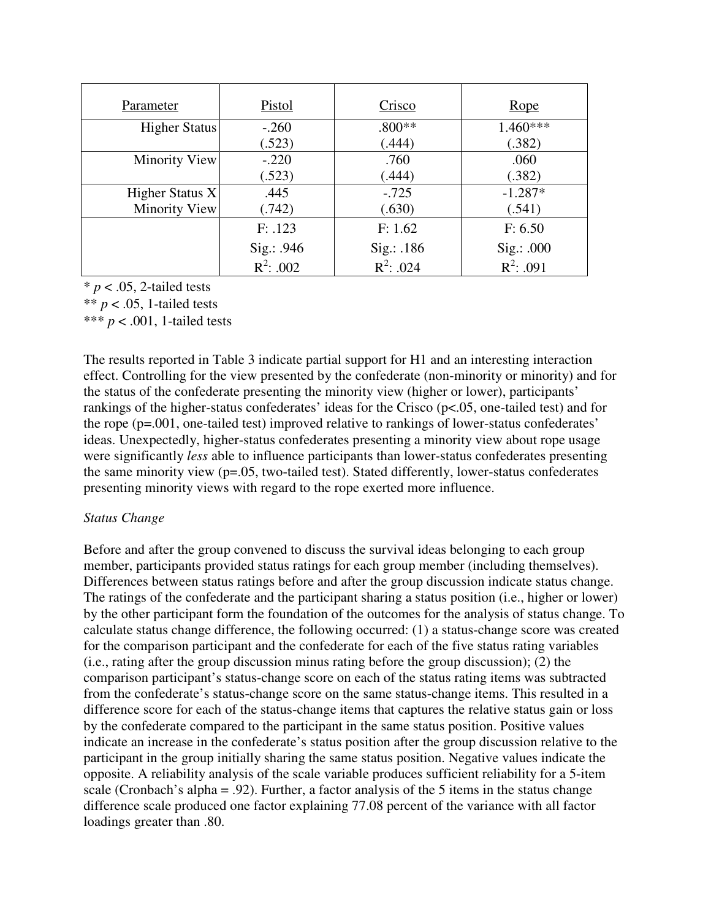| Parameter | Pistol | Crisco | Rope |
|---|---|---|---|
| Higher Status | -.260<br>(.523) | .800**<br>(.444) | 1.460***<br>(.382) |
| Minority View | -.220<br>(.523) | .760<br>(.444) | .060<br>(.382) |
| Higher Status X Minority View | .445<br>(.742) | -.725<br>(.630) | -1.287*<br>(.541) |
| | F: .123<br>Sig.: .946<br>$R^2$: .002 | F: 1.62<br>Sig.: .186<br>$R^2$: .024 | F: 6.50<br>Sig.: .000<br>$R^2$: .091 |

\* $p < .05$, 2-tailed tests
\*\* $p < .05$, 1-tailed tests
\*\*\* $p < .001$, 1-tailed tests

The results reported in Table 3 indicate partial support for H1 and an interesting interaction effect. Controlling for the view presented by the confederate (non-minority or minority) and for the status of the confederate presenting the minority view (higher or lower), participants' rankings of the higher-status confederates' ideas for the Crisco ($p<.05$, one-tailed test) and for the rope ($p=.001$, one-tailed test) improved relative to rankings of lower-status confederates' ideas. Unexpectedly, higher-status confederates presenting a minority view about rope usage were significantly *less* able to influence participants than lower-status confederates presenting the same minority view ($p=.05$, two-tailed test). Stated differently, lower-status confederates presenting minority views with regard to the rope exerted more influence.

*Status Change*

Before and after the group convened to discuss the survival ideas belonging to each group member, participants provided status ratings for each group member (including themselves). Differences between status ratings before and after the group discussion indicate status change. The ratings of the confederate and the participant sharing a status position (i.e., higher or lower) by the other participant form the foundation of the outcomes for the analysis of status change. To calculate status change difference, the following occurred: (1) a status-change score was created for the comparison participant and the confederate for each of the five status rating variables (i.e., rating after the group discussion minus rating before the group discussion); (2) the comparison participant's status-change score on each of the status rating items was subtracted from the confederate's status-change score on the same status-change items. This resulted in a difference score for each of the status-change items that captures the relative status gain or loss by the confederate compared to the participant in the same status position. Positive values indicate an increase in the confederate's status position after the group discussion relative to the participant in the group initially sharing the same status position. Negative values indicate the opposite. A reliability analysis of the scale variable produces sufficient reliability for a 5-item scale (Cronbach's alpha = .92). Further, a factor analysis of the 5 items in the status change difference scale produced one factor explaining 77.08 percent of the variance with all factor loadings greater than .80.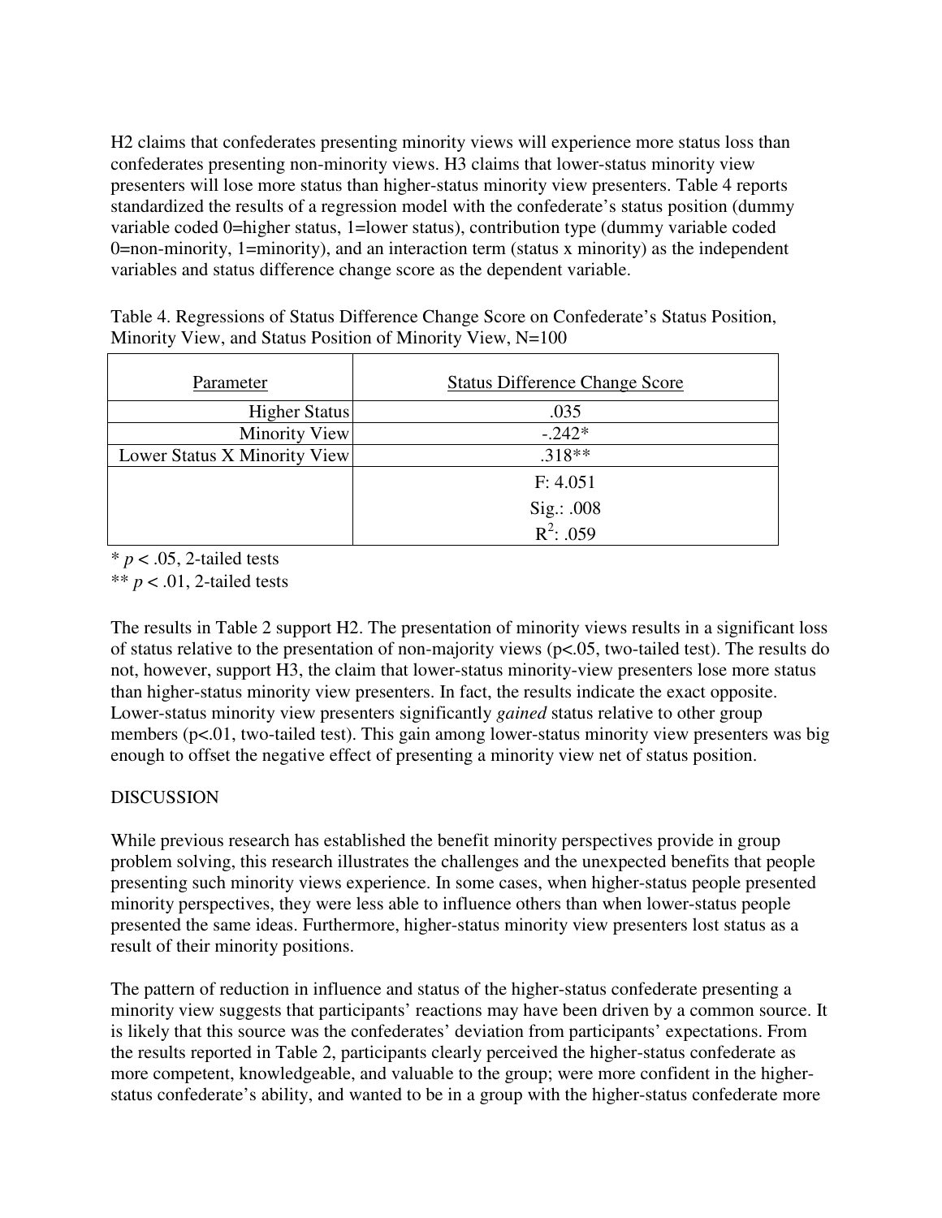H2 claims that confederates presenting minority views will experience more status loss than confederates presenting non-minority views. H3 claims that lower-status minority view presenters will lose more status than higher-status minority view presenters. Table 4 reports standardized the results of a regression model with the confederate's status position (dummy variable coded 0=higher status, 1=lower status), contribution type (dummy variable coded 0=non-minority, 1=minority), and an interaction term (status x minority) as the independent variables and status difference change score as the dependent variable.

Table 4. Regressions of Status Difference Change Score on Confederate's Status Position, Minority View, and Status Position of Minority View, N=100

| Parameter | Status Difference Change Score |
|---|---|
| Higher Status | .035 |
| Minority View | -.242* |
| Lower Status X Minority View | .318** |
| | F: 4.051<br>Sig.: .008<br>$R^2$: .059 |

\* $p < .05$, 2-tailed tests
** $p < .01$, 2-tailed tests

The results in Table 2 support H2. The presentation of minority views results in a significant loss of status relative to the presentation of non-majority views ($p<.05$, two-tailed test). The results do not, however, support H3, the claim that lower-status minority-view presenters lose more status than higher-status minority view presenters. In fact, the results indicate the exact opposite. Lower-status minority view presenters significantly *gained* status relative to other group members ($p<.01$, two-tailed test). This gain among lower-status minority view presenters was big enough to offset the negative effect of presenting a minority view net of status position.

## DISCUSSION

While previous research has established the benefit minority perspectives provide in group problem solving, this research illustrates the challenges and the unexpected benefits that people presenting such minority views experience. In some cases, when higher-status people presented minority perspectives, they were less able to influence others than when lower-status people presented the same ideas. Furthermore, higher-status minority view presenters lost status as a result of their minority positions.

The pattern of reduction in influence and status of the higher-status confederate presenting a minority view suggests that participants' reactions may have been driven by a common source. It is likely that this source was the confederates' deviation from participants' expectations. From the results reported in Table 2, participants clearly perceived the higher-status confederate as more competent, knowledgeable, and valuable to the group; were more confident in the higher-status confederate's ability, and wanted to be in a group with the higher-status confederate more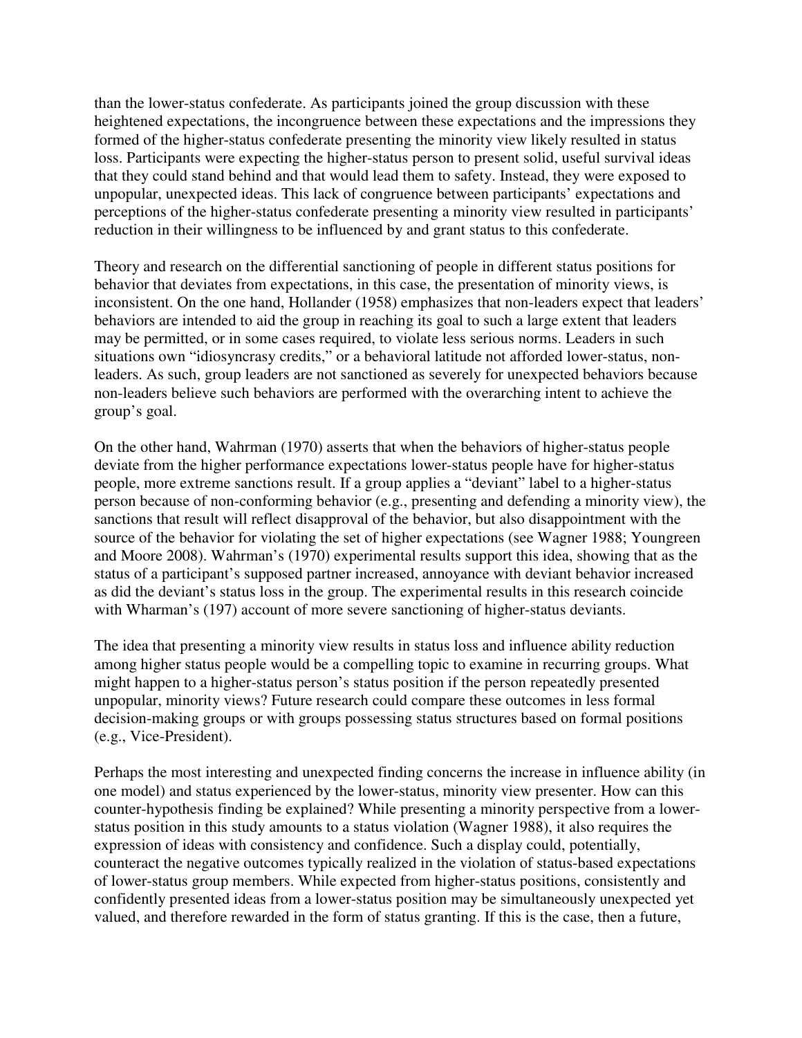than the lower-status confederate. As participants joined the group discussion with these heightened expectations, the incongruence between these expectations and the impressions they formed of the higher-status confederate presenting the minority view likely resulted in status loss. Participants were expecting the higher-status person to present solid, useful survival ideas that they could stand behind and that would lead them to safety. Instead, they were exposed to unpopular, unexpected ideas. This lack of congruence between participants' expectations and perceptions of the higher-status confederate presenting a minority view resulted in participants' reduction in their willingness to be influenced by and grant status to this confederate.

Theory and research on the differential sanctioning of people in different status positions for behavior that deviates from expectations, in this case, the presentation of minority views, is inconsistent. On the one hand, Hollander (1958) emphasizes that non-leaders expect that leaders' behaviors are intended to aid the group in reaching its goal to such a large extent that leaders may be permitted, or in some cases required, to violate less serious norms. Leaders in such situations own "idiosyncrasy credits," or a behavioral latitude not afforded lower-status, non-leaders. As such, group leaders are not sanctioned as severely for unexpected behaviors because non-leaders believe such behaviors are performed with the overarching intent to achieve the group's goal.

On the other hand, Wahrman (1970) asserts that when the behaviors of higher-status people deviate from the higher performance expectations lower-status people have for higher-status people, more extreme sanctions result. If a group applies a "deviant" label to a higher-status person because of non-conforming behavior (e.g., presenting and defending a minority view), the sanctions that result will reflect disapproval of the behavior, but also disappointment with the source of the behavior for violating the set of higher expectations (see Wagner 1988; Youngreen and Moore 2008). Wahrman's (1970) experimental results support this idea, showing that as the status of a participant's supposed partner increased, annoyance with deviant behavior increased as did the deviant's status loss in the group. The experimental results in this research coincide with Wharman's (197) account of more severe sanctioning of higher-status deviants.

The idea that presenting a minority view results in status loss and influence ability reduction among higher status people would be a compelling topic to examine in recurring groups. What might happen to a higher-status person's status position if the person repeatedly presented unpopular, minority views? Future research could compare these outcomes in less formal decision-making groups or with groups possessing status structures based on formal positions (e.g., Vice-President).

Perhaps the most interesting and unexpected finding concerns the increase in influence ability (in one model) and status experienced by the lower-status, minority view presenter. How can this counter-hypothesis finding be explained? While presenting a minority perspective from a lower-status position in this study amounts to a status violation (Wagner 1988), it also requires the expression of ideas with consistency and confidence. Such a display could, potentially, counteract the negative outcomes typically realized in the violation of status-based expectations of lower-status group members. While expected from higher-status positions, consistently and confidently presented ideas from a lower-status position may be simultaneously unexpected yet valued, and therefore rewarded in the form of status granting. If this is the case, then a future,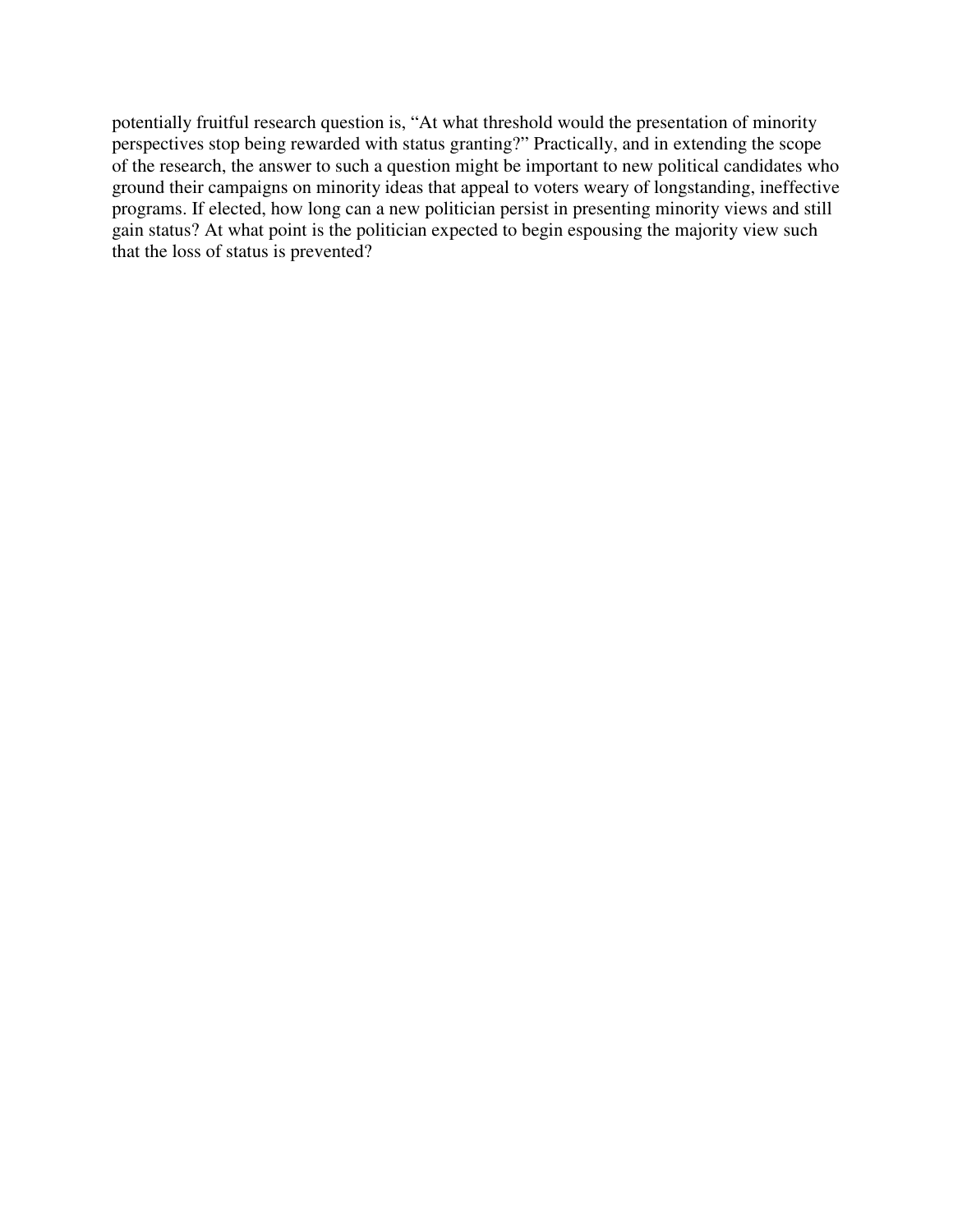potentially fruitful research question is, "At what threshold would the presentation of minority perspectives stop being rewarded with status granting?" Practically, and in extending the scope of the research, the answer to such a question might be important to new political candidates who ground their campaigns on minority ideas that appeal to voters weary of longstanding, ineffective programs. If elected, how long can a new politician persist in presenting minority views and still gain status? At what point is the politician expected to begin espousing the majority view such that the loss of status is prevented?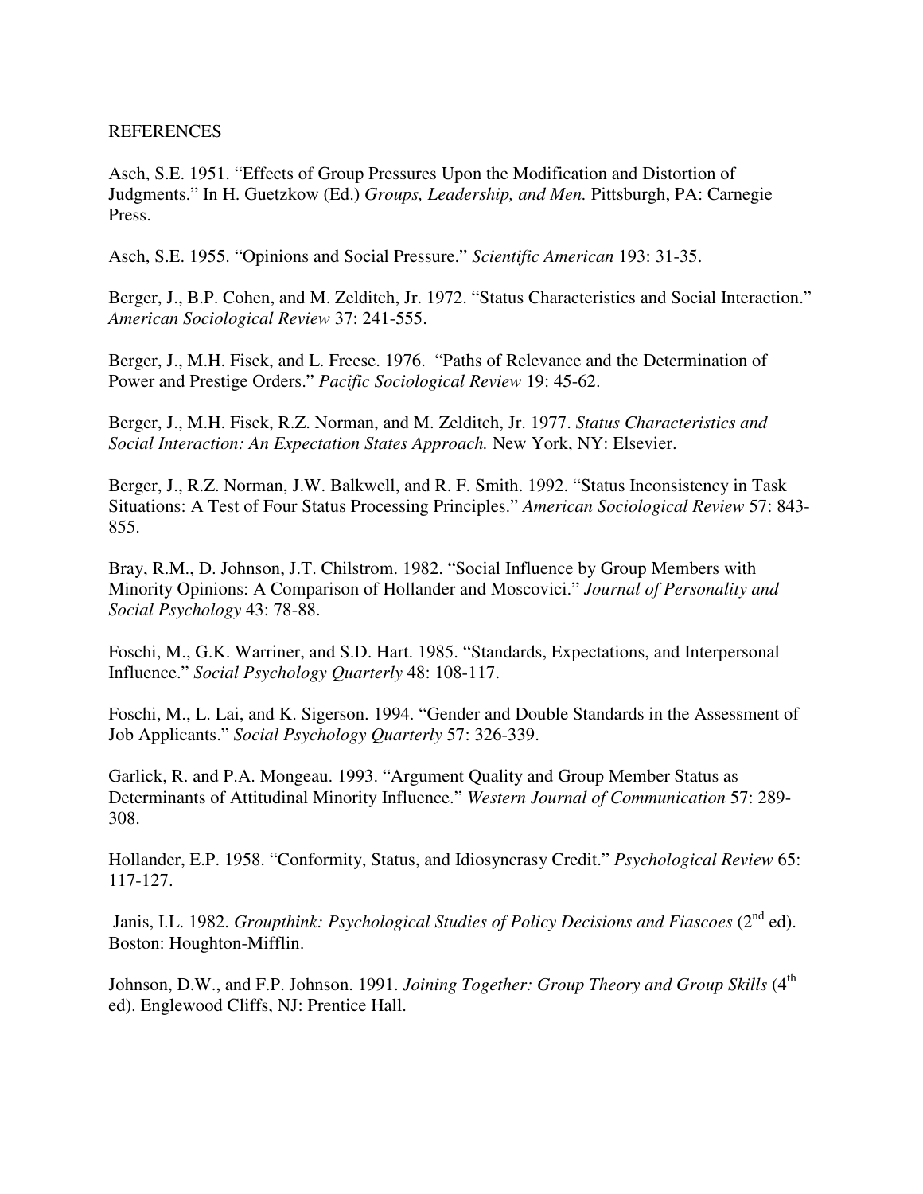# REFERENCES

Asch, S.E. 1951. "Effects of Group Pressures Upon the Modification and Distortion of Judgments." In H. Guetzkow (Ed.) *Groups, Leadership, and Men.* Pittsburgh, PA: Carnegie Press.

Asch, S.E. 1955. "Opinions and Social Pressure." *Scientific American* 193: 31-35.

Berger, J., B.P. Cohen, and M. Zelditch, Jr. 1972. "Status Characteristics and Social Interaction." *American Sociological Review* 37: 241-555.

Berger, J., M.H. Fisek, and L. Freese. 1976. "Paths of Relevance and the Determination of Power and Prestige Orders." *Pacific Sociological Review* 19: 45-62.

Berger, J., M.H. Fisek, R.Z. Norman, and M. Zelditch, Jr. 1977. *Status Characteristics and Social Interaction: An Expectation States Approach.* New York, NY: Elsevier.

Berger, J., R.Z. Norman, J.W. Balkwell, and R. F. Smith. 1992. "Status Inconsistency in Task Situations: A Test of Four Status Processing Principles." *American Sociological Review* 57: 843-855.

Bray, R.M., D. Johnson, J.T. Chilstrom. 1982. "Social Influence by Group Members with Minority Opinions: A Comparison of Hollander and Moscovici." *Journal of Personality and Social Psychology* 43: 78-88.

Foschi, M., G.K. Warriner, and S.D. Hart. 1985. "Standards, Expectations, and Interpersonal Influence." *Social Psychology Quarterly* 48: 108-117.

Foschi, M., L. Lai, and K. Sigerson. 1994. "Gender and Double Standards in the Assessment of Job Applicants." *Social Psychology Quarterly* 57: 326-339.

Garlick, R. and P.A. Mongeau. 1993. "Argument Quality and Group Member Status as Determinants of Attitudinal Minority Influence." *Western Journal of Communication* 57: 289-308.

Hollander, E.P. 1958. "Conformity, Status, and Idiosyncrasy Credit." *Psychological Review* 65: 117-127.

Janis, I.L. 1982. *Groupthink: Psychological Studies of Policy Decisions and Fiascoes* (2nd ed). Boston: Houghton-Mifflin.

Johnson, D.W., and F.P. Johnson. 1991. *Joining Together: Group Theory and Group Skills* (4th ed). Englewood Cliffs, NJ: Prentice Hall.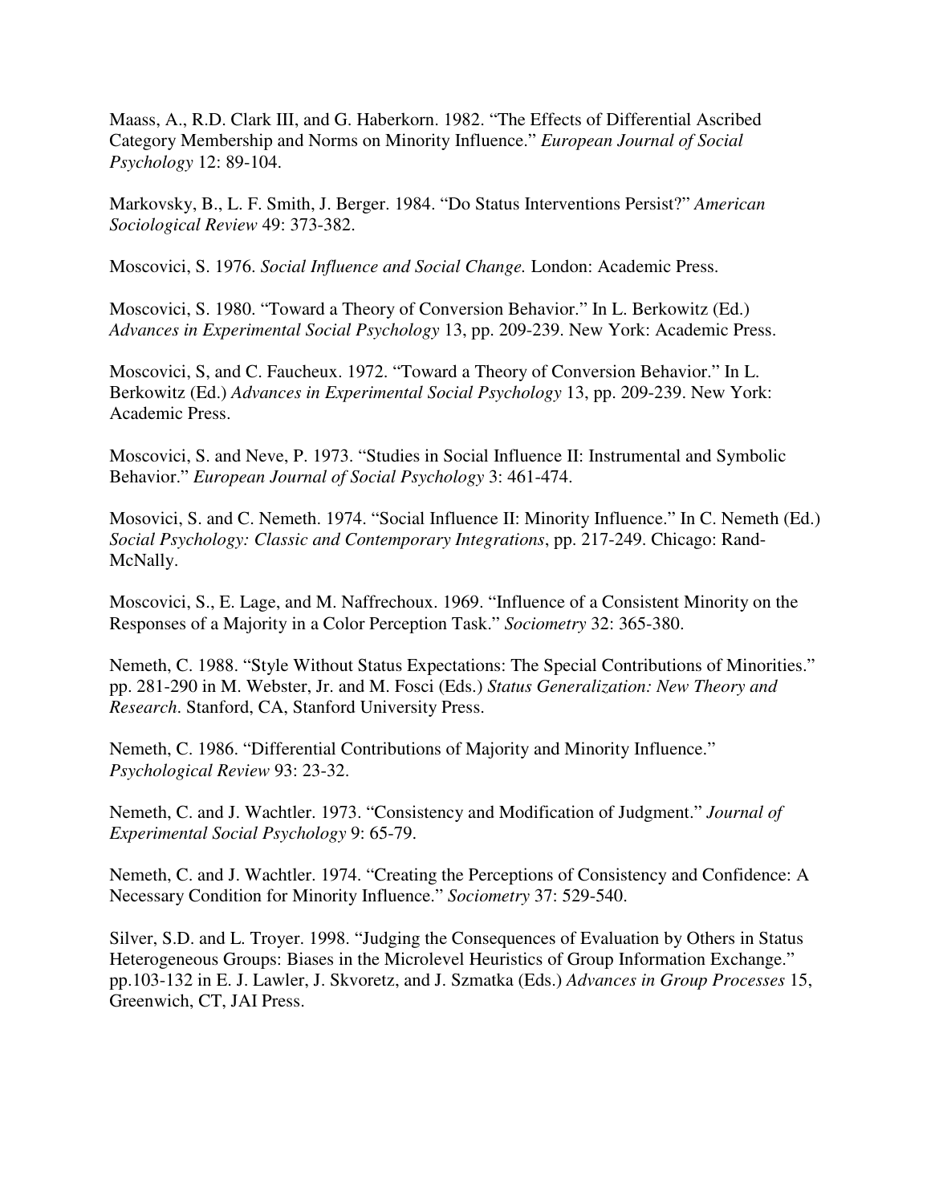Maass, A., R.D. Clark III, and G. Haberkorn. 1982. "The Effects of Differential Ascribed Category Membership and Norms on Minority Influence." *European Journal of Social Psychology* 12: 89-104.

Markovsky, B., L. F. Smith, J. Berger. 1984. "Do Status Interventions Persist?" *American Sociological Review* 49: 373-382.

Moscovici, S. 1976. *Social Influence and Social Change.* London: Academic Press.

Moscovici, S. 1980. "Toward a Theory of Conversion Behavior." In L. Berkowitz (Ed.) *Advances in Experimental Social Psychology* 13, pp. 209-239. New York: Academic Press.

Moscovici, S, and C. Faucheux. 1972. "Toward a Theory of Conversion Behavior." In L. Berkowitz (Ed.) *Advances in Experimental Social Psychology* 13, pp. 209-239. New York: Academic Press.

Moscovici, S. and Neve, P. 1973. "Studies in Social Influence II: Instrumental and Symbolic Behavior." *European Journal of Social Psychology* 3: 461-474.

Mosovici, S. and C. Nemeth. 1974. "Social Influence II: Minority Influence." In C. Nemeth (Ed.) *Social Psychology: Classic and Contemporary Integrations*, pp. 217-249. Chicago: Rand-McNally.

Moscovici, S., E. Lage, and M. Naffrechoux. 1969. "Influence of a Consistent Minority on the Responses of a Majority in a Color Perception Task." *Sociometry* 32: 365-380.

Nemeth, C. 1988. "Style Without Status Expectations: The Special Contributions of Minorities." pp. 281-290 in M. Webster, Jr. and M. Fosci (Eds.) *Status Generalization: New Theory and Research*. Stanford, CA, Stanford University Press.

Nemeth, C. 1986. "Differential Contributions of Majority and Minority Influence." *Psychological Review* 93: 23-32.

Nemeth, C. and J. Wachtler. 1973. "Consistency and Modification of Judgment." *Journal of Experimental Social Psychology* 9: 65-79.

Nemeth, C. and J. Wachtler. 1974. "Creating the Perceptions of Consistency and Confidence: A Necessary Condition for Minority Influence." *Sociometry* 37: 529-540.

Silver, S.D. and L. Troyer. 1998. "Judging the Consequences of Evaluation by Others in Status Heterogeneous Groups: Biases in the Microlevel Heuristics of Group Information Exchange." pp.103-132 in E. J. Lawler, J. Skvoretz, and J. Szmatka (Eds.) *Advances in Group Processes* 15, Greenwich, CT, JAI Press.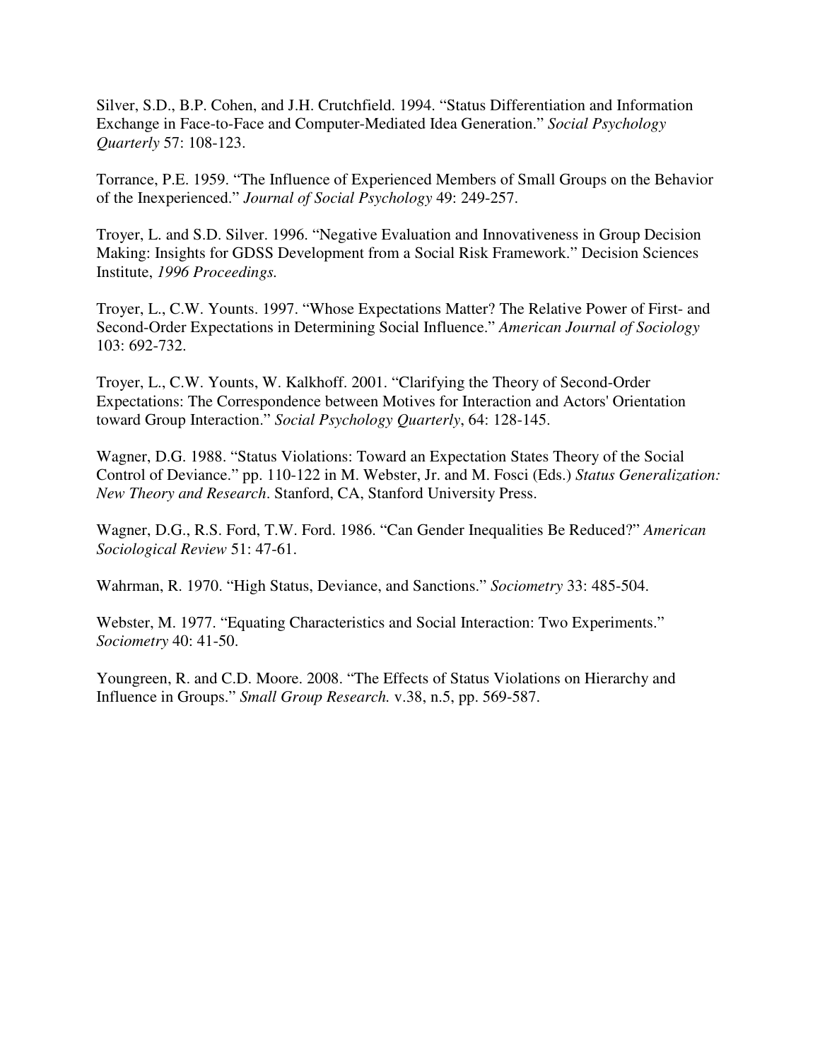Silver, S.D., B.P. Cohen, and J.H. Crutchfield. 1994. "Status Differentiation and Information Exchange in Face-to-Face and Computer-Mediated Idea Generation." *Social Psychology Quarterly* 57: 108-123.

Torrance, P.E. 1959. "The Influence of Experienced Members of Small Groups on the Behavior of the Inexperienced." *Journal of Social Psychology* 49: 249-257.

Troyer, L. and S.D. Silver. 1996. "Negative Evaluation and Innovativeness in Group Decision Making: Insights for GDSS Development from a Social Risk Framework." Decision Sciences Institute, *1996 Proceedings.*

Troyer, L., C.W. Younts. 1997. "Whose Expectations Matter? The Relative Power of First- and Second-Order Expectations in Determining Social Influence." *American Journal of Sociology* 103: 692-732.

Troyer, L., C.W. Younts, W. Kalkhoff. 2001. "Clarifying the Theory of Second-Order Expectations: The Correspondence between Motives for Interaction and Actors' Orientation toward Group Interaction." *Social Psychology Quarterly*, 64: 128-145.

Wagner, D.G. 1988. "Status Violations: Toward an Expectation States Theory of the Social Control of Deviance." pp. 110-122 in M. Webster, Jr. and M. Fosci (Eds.) *Status Generalization: New Theory and Research*. Stanford, CA, Stanford University Press.

Wagner, D.G., R.S. Ford, T.W. Ford. 1986. "Can Gender Inequalities Be Reduced?" *American Sociological Review* 51: 47-61.

Wahrman, R. 1970. "High Status, Deviance, and Sanctions." *Sociometry* 33: 485-504.

Webster, M. 1977. "Equating Characteristics and Social Interaction: Two Experiments." *Sociometry* 40: 41-50.

Youngreen, R. and C.D. Moore. 2008. "The Effects of Status Violations on Hierarchy and Influence in Groups." *Small Group Research.* v.38, n.5, pp. 569-587.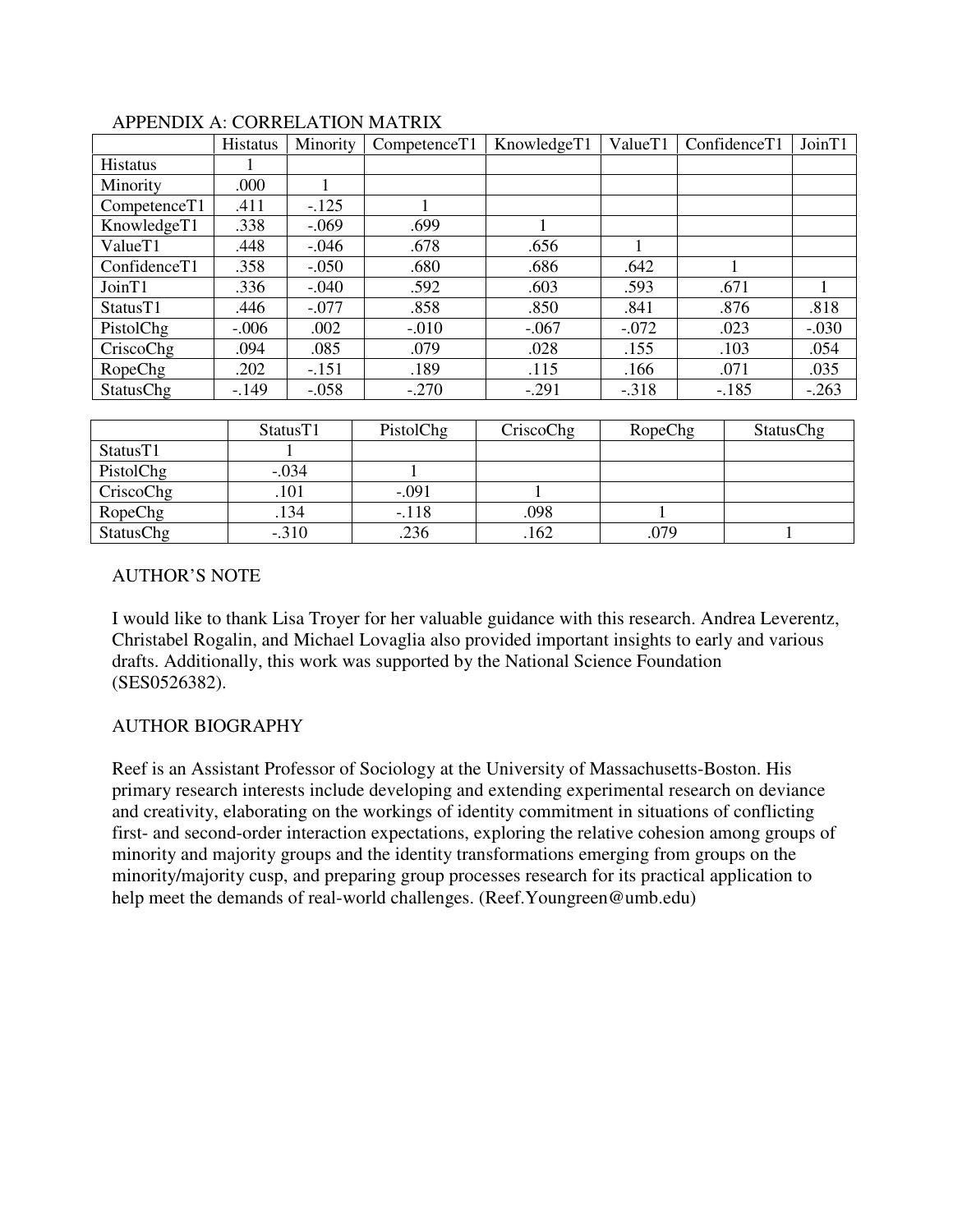APPENDIX A: CORRELATION MATRIX

| | Histatus | Minority | CompetenceT1 | KnowledgeT1 | ValueT1 | ConfidenceT1 | JoinT1 |
|---|---|---|---|---|---|---|---|
| Histatus | 1 | | | | | | |
| Minority | .000 | 1 | | | | | |
| CompetenceT1 | .411 | -.125 | 1 | | | | |
| KnowledgeT1 | .338 | -.069 | .699 | 1 | | | |
| ValueT1 | .448 | -.046 | .678 | .656 | 1 | | |
| ConfidenceT1 | .358 | -.050 | .680 | .686 | .642 | 1 | |
| JoinT1 | .336 | -.040 | .592 | .603 | .593 | .671 | 1 |
| StatusT1 | .446 | -.077 | .858 | .850 | .841 | .876 | .818 |
| PistolChg | -.006 | .002 | -.010 | -.067 | -.072 | .023 | -.030 |
| CriscoChg | .094 | .085 | .079 | .028 | .155 | .103 | .054 |
| RopeChg | .202 | -.151 | .189 | .115 | .166 | .071 | .035 |
| StatusChg | -.149 | -.058 | -.270 | -.291 | -.318 | -.185 | -.263 |

| | StatusT1 | PistolChg | CriscoChg | RopeChg | StatusChg |
|---|---|---|---|---|---|
| StatusT1 | 1 | | | | |
| PistolChg | -.034 | 1 | | | |
| CriscoChg | .101 | -.091 | 1 | | |
| RopeChg | .134 | -.118 | .098 | 1 | |
| StatusChg | -.310 | .236 | .162 | .079 | 1 |

AUTHOR'S NOTE

I would like to thank Lisa Troyer for her valuable guidance with this research. Andrea Leverentz, Christabel Rogalin, and Michael Lovaglia also provided important insights to early and various drafts. Additionally, this work was supported by the National Science Foundation (SES0526382).

AUTHOR BIOGRAPHY

Reef is an Assistant Professor of Sociology at the University of Massachusetts-Boston. His primary research interests include developing and extending experimental research on deviance and creativity, elaborating on the workings of identity commitment in situations of conflicting first- and second-order interaction expectations, exploring the relative cohesion among groups of minority and majority groups and the identity transformations emerging from groups on the minority/majority cusp, and preparing group processes research for its practical application to help meet the demands of real-world challenges. (Reef.Youngreen@umb.edu)